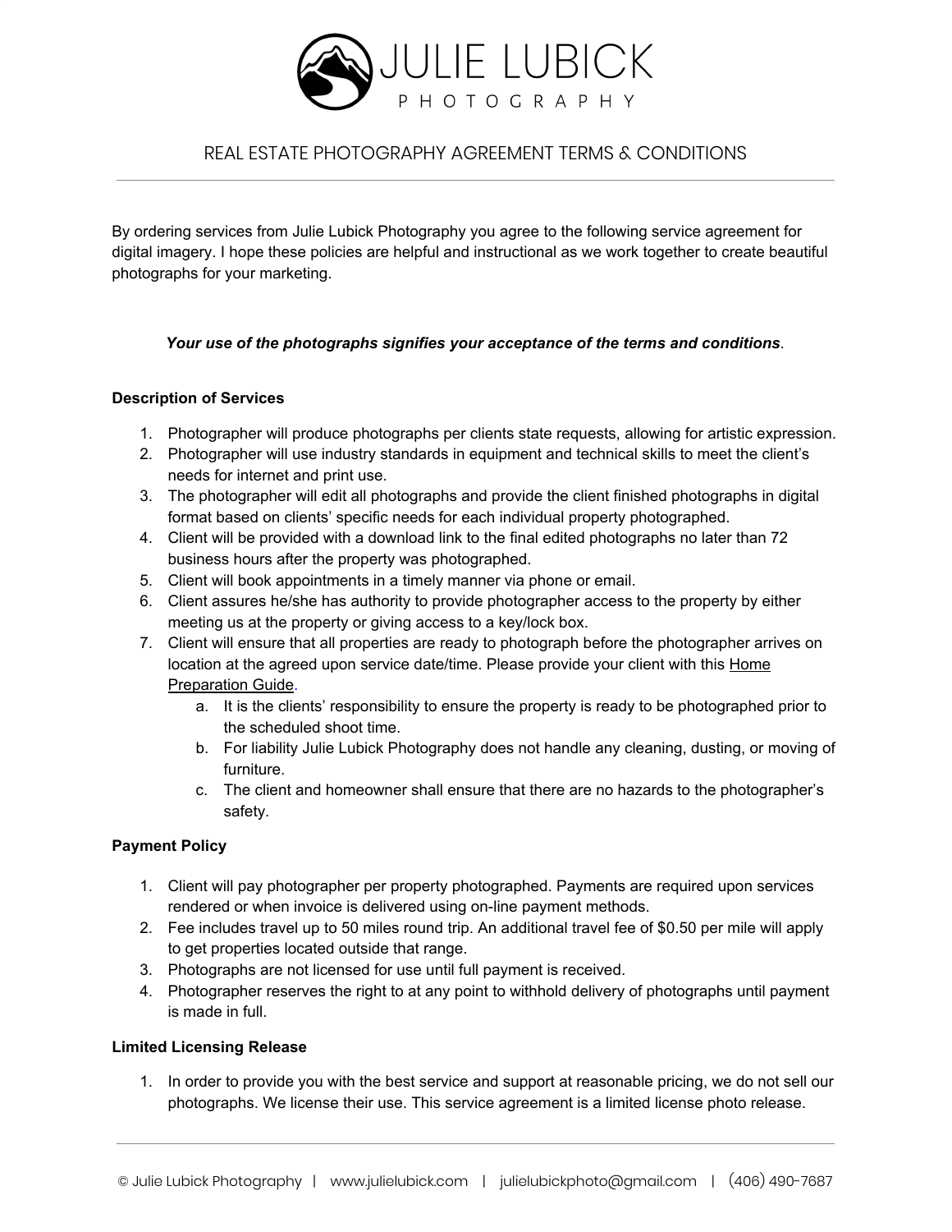# JULIE LUBICK PHOTOGRAPHY

## REAL ESTATE PHOTOGRAPHY AGREEMENT TERMS & CONDITIONS

By ordering services from Julie Lubick Photography you agree to the following service agreement for digital imagery. I hope these policies are helpful and instructional as we work together to create beautiful photographs for your marketing.

***Your use of the photographs signifies your acceptance of the terms and conditions***.

**Description of Services**

1. Photographer will produce photographs per clients state requests, allowing for artistic expression.
2. Photographer will use industry standards in equipment and technical skills to meet the client's needs for internet and print use.
3. The photographer will edit all photographs and provide the client finished photographs in digital format based on clients' specific needs for each individual property photographed.
4. Client will be provided with a download link to the final edited photographs no later than 72 business hours after the property was photographed.
5. Client will book appointments in a timely manner via phone or email.
6. Client assures he/she has authority to provide photographer access to the property by either meeting us at the property or giving access to a key/lock box.
7. Client will ensure that all properties are ready to photograph before the photographer arrives on location at the agreed upon service date/time. Please provide your client with this Home Preparation Guide.
   a. It is the clients' responsibility to ensure the property is ready to be photographed prior to the scheduled shoot time.
   b. For liability Julie Lubick Photography does not handle any cleaning, dusting, or moving of furniture.
   c. The client and homeowner shall ensure that there are no hazards to the photographer's safety.

**Payment Policy**

1. Client will pay photographer per property photographed. Payments are required upon services rendered or when invoice is delivered using on-line payment methods.
2. Fee includes travel up to 50 miles round trip. An additional travel fee of $0.50 per mile will apply to get properties located outside that range.
3. Photographs are not licensed for use until full payment is received.
4. Photographer reserves the right to at any point to withhold delivery of photographs until payment is made in full.

**Limited Licensing Release**

1. In order to provide you with the best service and support at reasonable pricing, we do not sell our photographs. We license their use. This service agreement is a limited license photo release.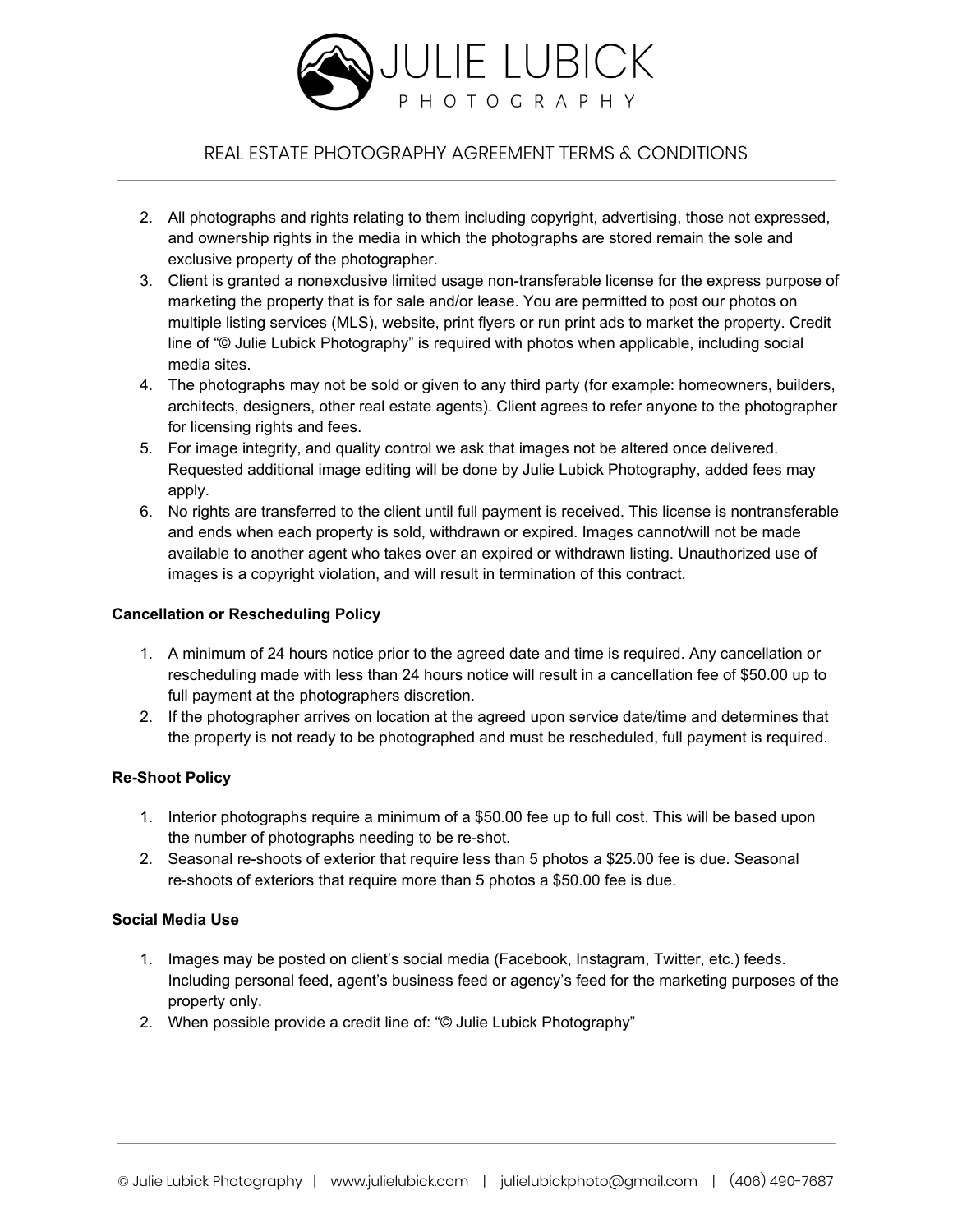REAL ESTATE PHOTOGRAPHY AGREEMENT TERMS & CONDITIONS

2. All photographs and rights relating to them including copyright, advertising, those not expressed, and ownership rights in the media in which the photographs are stored remain the sole and exclusive property of the photographer.
3. Client is granted a nonexclusive limited usage non-transferable license for the express purpose of marketing the property that is for sale and/or lease. You are permitted to post our photos on multiple listing services (MLS), website, print flyers or run print ads to market the property. Credit line of "© Julie Lubick Photography" is required with photos when applicable, including social media sites.
4. The photographs may not be sold or given to any third party (for example: homeowners, builders, architects, designers, other real estate agents). Client agrees to refer anyone to the photographer for licensing rights and fees.
5. For image integrity, and quality control we ask that images not be altered once delivered. Requested additional image editing will be done by Julie Lubick Photography, added fees may apply.
6. No rights are transferred to the client until full payment is received. This license is nontransferable and ends when each property is sold, withdrawn or expired. Images cannot/will not be made available to another agent who takes over an expired or withdrawn listing. Unauthorized use of images is a copyright violation, and will result in termination of this contract.

**Cancellation or Rescheduling Policy**

1. A minimum of 24 hours notice prior to the agreed date and time is required. Any cancellation or rescheduling made with less than 24 hours notice will result in a cancellation fee of $50.00 up to full payment at the photographers discretion.
2. If the photographer arrives on location at the agreed upon service date/time and determines that the property is not ready to be photographed and must be rescheduled, full payment is required.

**Re-Shoot Policy**

1. Interior photographs require a minimum of a $50.00 fee up to full cost. This will be based upon the number of photographs needing to be re-shot.
2. Seasonal re-shoots of exterior that require less than 5 photos a $25.00 fee is due. Seasonal re-shoots of exteriors that require more than 5 photos a $50.00 fee is due.

**Social Media Use**

1. Images may be posted on client's social media (Facebook, Instagram, Twitter, etc.) feeds. Including personal feed, agent's business feed or agency's feed for the marketing purposes of the property only.
2. When possible provide a credit line of: "© Julie Lubick Photography"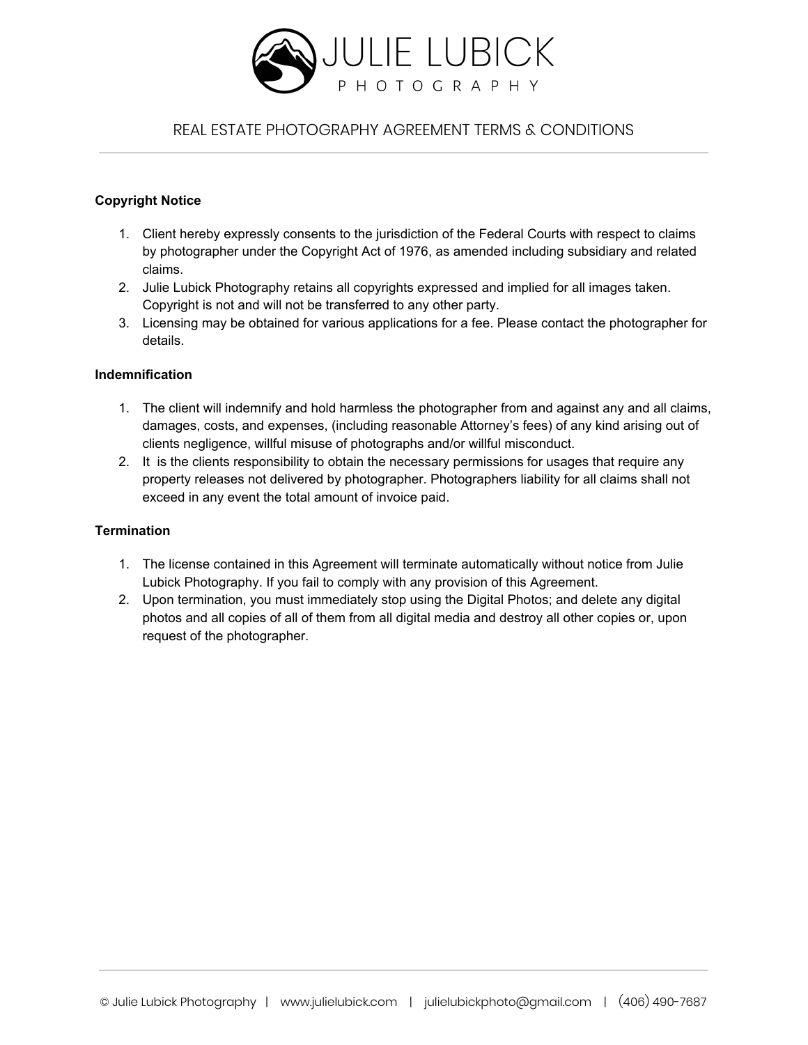# JULIE LUBICK PHOTOGRAPHY

## REAL ESTATE PHOTOGRAPHY AGREEMENT TERMS & CONDITIONS

**Copyright Notice**

1. Client hereby expressly consents to the jurisdiction of the Federal Courts with respect to claims by photographer under the Copyright Act of 1976, as amended including subsidiary and related claims.
2. Julie Lubick Photography retains all copyrights expressed and implied for all images taken. Copyright is not and will not be transferred to any other party.
3. Licensing may be obtained for various applications for a fee. Please contact the photographer for details.

**Indemnification**

1. The client will indemnify and hold harmless the photographer from and against any and all claims, damages, costs, and expenses, (including reasonable Attorney's fees) of any kind arising out of clients negligence, willful misuse of photographs and/or willful misconduct.
2. It is the clients responsibility to obtain the necessary permissions for usages that require any property releases not delivered by photographer. Photographers liability for all claims shall not exceed in any event the total amount of invoice paid.

**Termination**

1. The license contained in this Agreement will terminate automatically without notice from Julie Lubick Photography. If you fail to comply with any provision of this Agreement.
2. Upon termination, you must immediately stop using the Digital Photos; and delete any digital photos and all copies of all of them from all digital media and destroy all other copies or, upon request of the photographer.

© Julie Lubick Photography | www.julielubick.com | julielubickphoto@gmail.com | (406) 490-7687